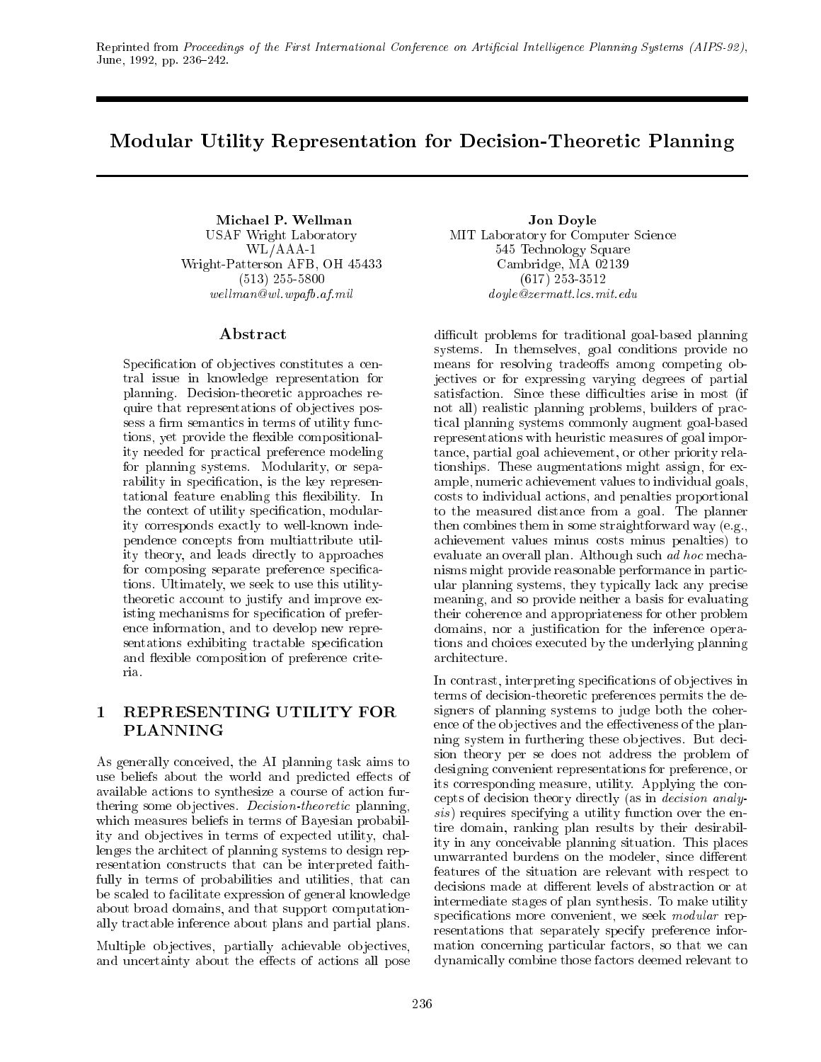Reprinted from *Proceedings of the First International Conference on Artificial Intelligence Planning Systems (AIPS-92)*, June, 1992, pp. 236–242.

# Modular Utility Representation for Decision-Theoretic Planning

**Michael P. Wellman**
USAF Wright Laboratory
WL/AAA-1
Wright-Patterson AFB, OH 45433
(513) 255-5800
*wellman@wl.wpafb.af.mil*

**Jon Doyle**
MIT Laboratory for Computer Science
545 Technology Square
Cambridge, MA 02139
(617) 253-3512
*doyle@zermatt.lcs.mit.edu*

## Abstract

Specification of objectives constitutes a central issue in knowledge representation for planning. Decision-theoretic approaches require that representations of objectives possess a firm semantics in terms of utility functions, yet provide the flexible compositionality needed for practical preference modeling for planning systems. Modularity, or separability in specification, is the key representational feature enabling this flexibility. In the context of utility specification, modularity corresponds exactly to well-known independence concepts from multiattribute utility theory, and leads directly to approaches for composing separate preference specifications. Ultimately, we seek to use this utility-theoretic account to justify and improve existing mechanisms for specification of preference information, and to develop new representations exhibiting tractable specification and flexible composition of preference criteria.

## 1 REPRESENTING UTILITY FOR PLANNING

As generally conceived, the AI planning task aims to use beliefs about the world and predicted effects of available actions to synthesize a course of action furthering some objectives. *Decision-theoretic* planning, which measures beliefs in terms of Bayesian probability and objectives in terms of expected utility, challenges the architect of planning systems to design representation constructs that can be interpreted faithfully in terms of probabilities and utilities, that can be scaled to facilitate expression of general knowledge about broad domains, and that support computationally tractable inference about plans and partial plans.

Multiple objectives, partially achievable objectives, and uncertainty about the effects of actions all pose difficult problems for traditional goal-based planning systems. In themselves, goal conditions provide no means for resolving tradeoffs among competing objectives or for expressing varying degrees of partial satisfaction. Since these difficulties arise in most (if not all) realistic planning problems, builders of practical planning systems commonly augment goal-based representations with heuristic measures of goal importance, partial goal achievement, or other priority relationships. These augmentations might assign, for example, numeric achievement values to individual goals, costs to individual actions, and penalties proportional to the measured distance from a goal. The planner then combines them in some straightforward way (e.g., achievement values minus costs minus penalties) to evaluate an overall plan. Although such *ad hoc* mechanisms might provide reasonable performance in particular planning systems, they typically lack any precise meaning, and so provide neither a basis for evaluating their coherence and appropriateness for other problem domains, nor a justification for the inference operations and choices executed by the underlying planning architecture.

In contrast, interpreting specifications of objectives in terms of decision-theoretic preferences permits the designers of planning systems to judge both the coherence of the objectives and the effectiveness of the planning system in furthering these objectives. But decision theory per se does not address the problem of designing convenient representations for preference, or its corresponding measure, utility. Applying the concepts of decision theory directly (as in *decision analysis*) requires specifying a utility function over the entire domain, ranking plan results by their desirability in any conceivable planning situation. This places unwarranted burdens on the modeler, since different features of the situation are relevant with respect to decisions made at different levels of abstraction or at intermediate stages of plan synthesis. To make utility specifications more convenient, we seek *modular* representations that separately specify preference information concerning particular factors, so that we can dynamically combine those factors deemed relevant to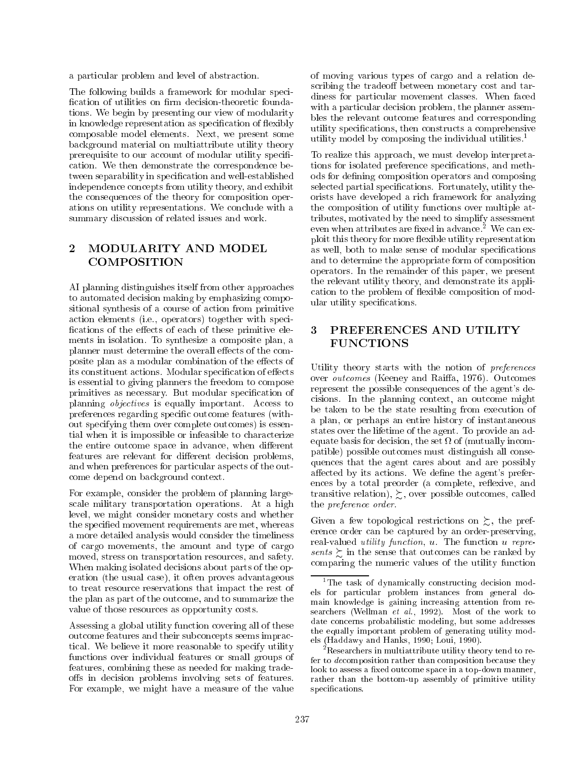a particular problem and level of abstraction.

The following builds a framework for modular specification of utilities on firm decision-theoretic foundations. We begin by presenting our view of modularity in knowledge representation as specification of flexibly composable model elements. Next, we present some background material on multiattribute utility theory prerequisite to our account of modular utility specification. We then demonstrate the correspondence between separability in specification and well-established independence concepts from utility theory, and exhibit the consequences of the theory for composition operations on utility representations. We conclude with a summary discussion of related issues and work.

## 2 MODULARITY AND MODEL COMPOSITION

AI planning distinguishes itself from other approaches to automated decision making by emphasizing compositional synthesis of a course of action from primitive action elements (i.e., operators) together with specifications of the effects of each of these primitive elements in isolation. To synthesize a composite plan, a planner must determine the overall effects of the composite plan as a modular combination of the effects of its constituent actions. Modular specification of effects is essential to giving planners the freedom to compose primitives as necessary. But modular specification of planning *objectives* is equally important. Access to preferences regarding specific outcome features (without specifying them over complete outcomes) is essential when it is impossible or infeasible to characterize the entire outcome space in advance, when different features are relevant for different decision problems, and when preferences for particular aspects of the outcome depend on background context.

For example, consider the problem of planning large-scale military transportation operations. At a high level, we might consider monetary costs and whether the specified movement requirements are met, whereas a more detailed analysis would consider the timeliness of cargo movements, the amount and type of cargo moved, stress on transportation resources, and safety. When making isolated decisions about parts of the operation (the usual case), it often proves advantageous to treat resource reservations that impact the rest of the plan as part of the outcome, and to summarize the value of those resources as opportunity costs.

Assessing a global utility function covering all of these outcome features and their subconcepts seems impractical. We believe it more reasonable to specify utility functions over individual features or small groups of features, combining these as needed for making tradeoffs in decision problems involving sets of features. For example, we might have a measure of the value of moving various types of cargo and a relation describing the tradeoff between monetary cost and tardiness for particular movement classes. When faced with a particular decision problem, the planner assembles the relevant outcome features and corresponding utility specifications, then constructs a comprehensive utility model by composing the individual utilities.[1]

To realize this approach, we must develop interpretations for isolated preference specifications, and methods for defining composition operators and composing selected partial specifications. Fortunately, utility theorists have developed a rich framework for analyzing the composition of utility functions over multiple attributes, motivated by the need to simplify assessment even when attributes are fixed in advance.[2] We can exploit this theory for more flexible utility representation as well, both to make sense of modular specifications and to determine the appropriate form of composition operators. In the remainder of this paper, we present the relevant utility theory, and demonstrate its application to the problem of flexible composition of modular utility specifications.

## 3 PREFERENCES AND UTILITY FUNCTIONS

Utility theory starts with the notion of *preferences* over *outcomes* (Keeney and Raiffa, 1976). Outcomes represent the possible consequences of the agent's decisions. In the planning context, an outcome might be taken to be the state resulting from execution of a plan, or perhaps an entire history of instantaneous states over the lifetime of the agent. To provide an adequate basis for decision, the set $\Omega$ of (mutually incompatible) possible outcomes must distinguish all consequences that the agent cares about and are possibly affected by its actions. We define the agent's preferences by a total preorder (a complete, reflexive, and transitive relation), $\succsim$, over possible outcomes, called the *preference order*.

Given a few topological restrictions on $\succsim$, the preference order can be captured by an order-preserving, real-valued *utility function*, $u$. The function $u$ *represents* $\succsim$ in the sense that outcomes can be ranked by comparing the numeric values of the utility function

[1] The task of dynamically constructing decision models for particular problem instances from general domain knowledge is gaining increasing attention from researchers (Wellman *et al.*, 1992). Most of the work to date concerns probabilistic modeling, but some addresses the equally important problem of generating utility models (Haddawy and Hanks, 1990; Loui, 1990).

[2] Researchers in multiattribute utility theory tend to refer to *de*composition rather than composition because they look to assess a fixed outcome space in a top-down manner, rather than the bottom-up assembly of primitive utility specifications.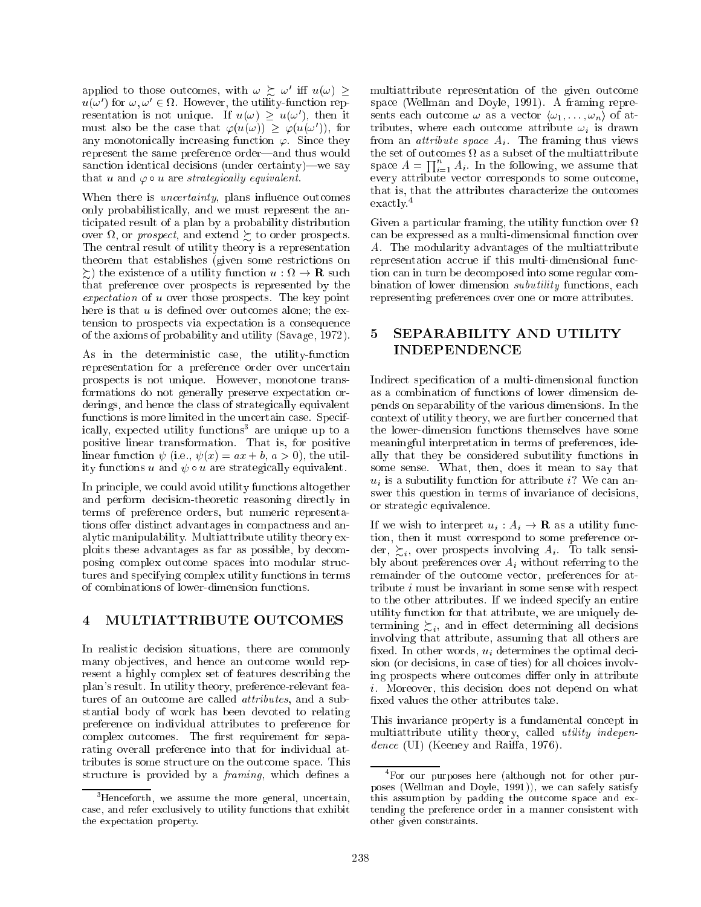applied to those outcomes, with $\omega \succsim \omega'$ iff $u(\omega) \geq u(\omega')$ for $\omega, \omega' \in \Omega$. However, the utility-function representation is not unique. If $u(\omega) \geq u(\omega')$, then it must also be the case that $\varphi(u(\omega)) \geq \varphi(u(\omega'))$, for any monotonically increasing function $\varphi$. Since they represent the same preference order—and thus would sanction identical decisions (under certainty)—we say that $u$ and $\varphi \circ u$ are *strategically equivalent*.

When there is *uncertainty*, plans influence outcomes only probabilistically, and we must represent the anticipated result of a plan by a probability distribution over $\Omega$, or *prospect*, and extend $\succsim$ to order prospects. The central result of utility theory is a representation theorem that establishes (given some restrictions on $\succsim$) the existence of a utility function $u : \Omega \rightarrow \mathbf{R}$ such that preference over prospects is represented by the *expectation* of $u$ over those prospects. The key point here is that $u$ is defined over outcomes alone; the extension to prospects via expectation is a consequence of the axioms of probability and utility (Savage, 1972).

As in the deterministic case, the utility-function representation for a preference order over uncertain prospects is not unique. However, monotone transformations do not generally preserve expectation orderings, and hence the class of strategically equivalent functions is more limited in the uncertain case. Specifically, expected utility functions[3] are unique up to a positive linear transformation. That is, for positive linear function $\psi$ (i.e., $\psi(x) = ax + b$, $a > 0$), the utility functions $u$ and $\psi \circ u$ are strategically equivalent.

In principle, we could avoid utility functions altogether and perform decision-theoretic reasoning directly in terms of preference orders, but numeric representations offer distinct advantages in compactness and analytic manipulability. Multiattribute utility theory exploits these advantages as far as possible, by decomposing complex outcome spaces into modular structures and specifying complex utility functions in terms of combinations of lower-dimension functions.

[3] Henceforth, we assume the more general, uncertain, case, and refer exclusively to utility functions that exhibit the expectation property.

## 4 MULTIATTRIBUTE OUTCOMES

In realistic decision situations, there are commonly many objectives, and hence an outcome would represent a highly complex set of features describing the plan's result. In utility theory, preference-relevant features of an outcome are called *attributes*, and a substantial body of work has been devoted to relating preference on individual attributes to preference for complex outcomes. The first requirement for separating overall preference into that for individual attributes is some structure on the outcome space. This structure is provided by a *framing*, which defines a multiattribute representation of the given outcome space (Wellman and Doyle, 1991). A framing represents each outcome $\omega$ as a vector $\langle \omega_1, \ldots, \omega_n \rangle$ of attributes, where each outcome attribute $\omega_i$ is drawn from an *attribute space* $A_i$. The framing thus views the set of outcomes $\Omega$ as a subset of the multiattribute space $A = \prod_{i=1}^{n} A_i$. In the following, we assume that every attribute vector corresponds to some outcome, that is, that the attributes characterize the outcomes exactly.[4]

Given a particular framing, the utility function over $\Omega$ can be expressed as a multi-dimensional function over $A$. The modularity advantages of the multiattribute representation accrue if this multi-dimensional function can in turn be decomposed into some regular combination of lower dimension *subutility* functions, each representing preferences over one or more attributes.

## 5 SEPARABILITY AND UTILITY INDEPENDENCE

Indirect specification of a multi-dimensional function as a combination of functions of lower dimension depends on separability of the various dimensions. In the context of utility theory, we are further concerned that the lower-dimension functions themselves have some meaningful interpretation in terms of preferences, ideally that they be considered subutility functions in some sense. What, then, does it mean to say that $u_i$ is a subutility function for attribute $i$? We can answer this question in terms of invariance of decisions, or strategic equivalence.

If we wish to interpret $u_i : A_i \rightarrow \mathbf{R}$ as a utility function, then it must correspond to some preference order, $\succsim_i$, over prospects involving $A_i$. To talk sensibly about preferences over $A_i$ without referring to the remainder of the outcome vector, preferences for attribute $i$ must be invariant in some sense with respect to the other attributes. If we indeed specify an entire utility function for that attribute, we are uniquely determining $\succsim_i$, and in effect determining all decisions involving that attribute, assuming that all others are fixed. In other words, $u_i$ determines the optimal decision (or decisions, in case of ties) for all choices involving prospects where outcomes differ only in attribute $i$. Moreover, this decision does not depend on what fixed values the other attributes take.

This invariance property is a fundamental concept in multiattribute utility theory, called *utility independence* (UI) (Keeney and Raiffa, 1976).

[4] For our purposes here (although not for other purposes (Wellman and Doyle, 1991)), we can safely satisfy this assumption by padding the outcome space and extending the preference order in a manner consistent with other given constraints.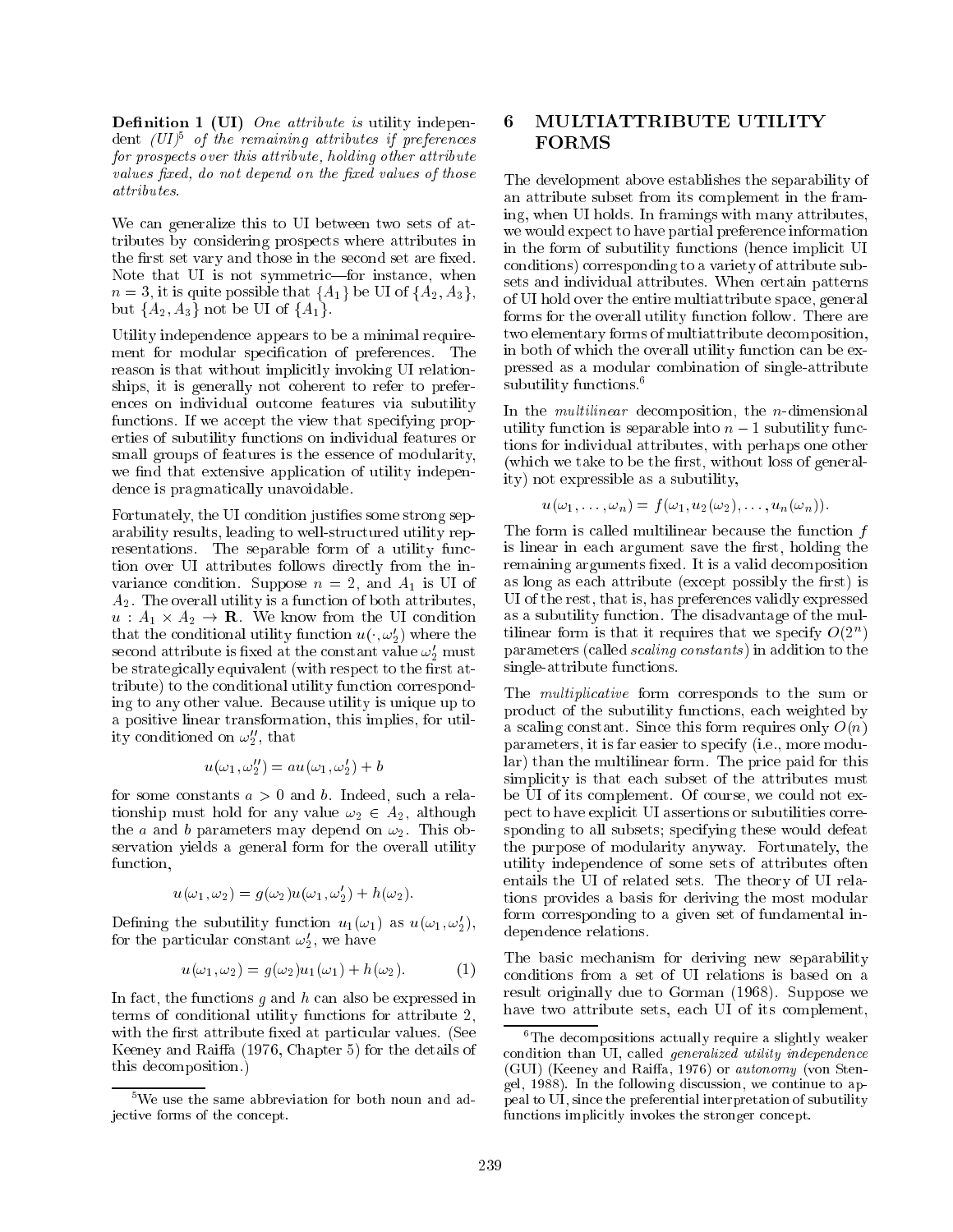**Definition 1 (UI)** *One attribute is* utility independent *(UI)*[5] *of the remaining attributes if preferences for prospects over this attribute, holding other attribute values fixed, do not depend on the fixed values of those attributes.*

We can generalize this to UI between two sets of attributes by considering prospects where attributes in the first set vary and those in the second set are fixed. Note that UI is not symmetric—for instance, when $n = 3$, it is quite possible that $\{A_1\}$ be UI of $\{A_2, A_3\}$, but $\{A_2, A_3\}$ not be UI of $\{A_1\}$.

Utility independence appears to be a minimal requirement for modular specification of preferences. The reason is that without implicitly invoking UI relationships, it is generally not coherent to refer to preferences on individual outcome features via subutility functions. If we accept the view that specifying properties of subutility functions on individual features or small groups of features is the essence of modularity, we find that extensive application of utility independence is pragmatically unavoidable.

Fortunately, the UI condition justifies some strong separability results, leading to well-structured utility representations. The separable form of a utility function over UI attributes follows directly from the invariance condition. Suppose $n = 2$, and $A_1$ is UI of $A_2$. The overall utility is a function of both attributes, $u : A_1 \times A_2 \to \mathbf{R}$. We know from the UI condition that the conditional utility function $u(\cdot, \omega_2')$ where the second attribute is fixed at the constant value $\omega_2'$ must be strategically equivalent (with respect to the first attribute) to the conditional utility function corresponding to any other value. Because utility is unique up to a positive linear transformation, this implies, for utility conditioned on $\omega_2''$, that

$$u(\omega_1, \omega_2'') = a u(\omega_1, \omega_2') + b$$

for some constants $a > 0$ and $b$. Indeed, such a relationship must hold for any value $\omega_2 \in A_2$, although the $a$ and $b$ parameters may depend on $\omega_2$. This observation yields a general form for the overall utility function,

$$u(\omega_1, \omega_2) = g(\omega_2) u(\omega_1, \omega_2') + h(\omega_2).$$

Defining the subutility function $u_1(\omega_1)$ as $u(\omega_1, \omega_2')$, for the particular constant $\omega_2'$, we have

$$u(\omega_1, \omega_2) = g(\omega_2) u_1(\omega_1) + h(\omega_2). \qquad (1)$$

In fact, the functions $g$ and $h$ can also be expressed in terms of conditional utility functions for attribute 2, with the first attribute fixed at particular values. (See Keeney and Raiffa (1976, Chapter 5) for the details of this decomposition.)

[5] We use the same abbreviation for both noun and adjective forms of the concept.

# 6 MULTIATTRIBUTE UTILITY FORMS

The development above establishes the separability of an attribute subset from its complement in the framing, when UI holds. In framings with many attributes, we would expect to have partial preference information in the form of subutility functions (hence implicit UI conditions) corresponding to a variety of attribute subsets and individual attributes. When certain patterns of UI hold over the entire multiattribute space, general forms for the overall utility function follow. There are two elementary forms of multiattribute decomposition, in both of which the overall utility function can be expressed as a modular combination of single-attribute subutility functions.[6]

In the *multilinear* decomposition, the $n$-dimensional utility function is separable into $n - 1$ subutility functions for individual attributes, with perhaps one other (which we take to be the first, without loss of generality) not expressible as a subutility,

$$u(\omega_1, \ldots, \omega_n) = f(\omega_1, u_2(\omega_2), \ldots, u_n(\omega_n)).$$

The form is called multilinear because the function $f$ is linear in each argument save the first, holding the remaining arguments fixed. It is a valid decomposition as long as each attribute (except possibly the first) is UI of the rest, that is, has preferences validly expressed as a subutility function. The disadvantage of the multilinear form is that it requires that we specify $O(2^n)$ parameters (called *scaling constants*) in addition to the single-attribute functions.

The *multiplicative* form corresponds to the sum or product of the subutility functions, each weighted by a scaling constant. Since this form requires only $O(n)$ parameters, it is far easier to specify (i.e., more modular) than the multilinear form. The price paid for this simplicity is that each subset of the attributes must be UI of its complement. Of course, we could not expect to have explicit UI assertions or subutilities corresponding to all subsets; specifying these would defeat the purpose of modularity anyway. Fortunately, the utility independence of some sets of attributes often entails the UI of related sets. The theory of UI relations provides a basis for deriving the most modular form corresponding to a given set of fundamental independence relations.

The basic mechanism for deriving new separability conditions from a set of UI relations is based on a result originally due to Gorman (1968). Suppose we have two attribute sets, each UI of its complement,

[6] The decompositions actually require a slightly weaker condition than UI, called *generalized utility independence* (GUI) (Keeney and Raiffa, 1976) or *autonomy* (von Stengel, 1988). In the following discussion, we continue to appeal to UI, since the preferential interpretation of subutility functions implicitly invokes the stronger concept.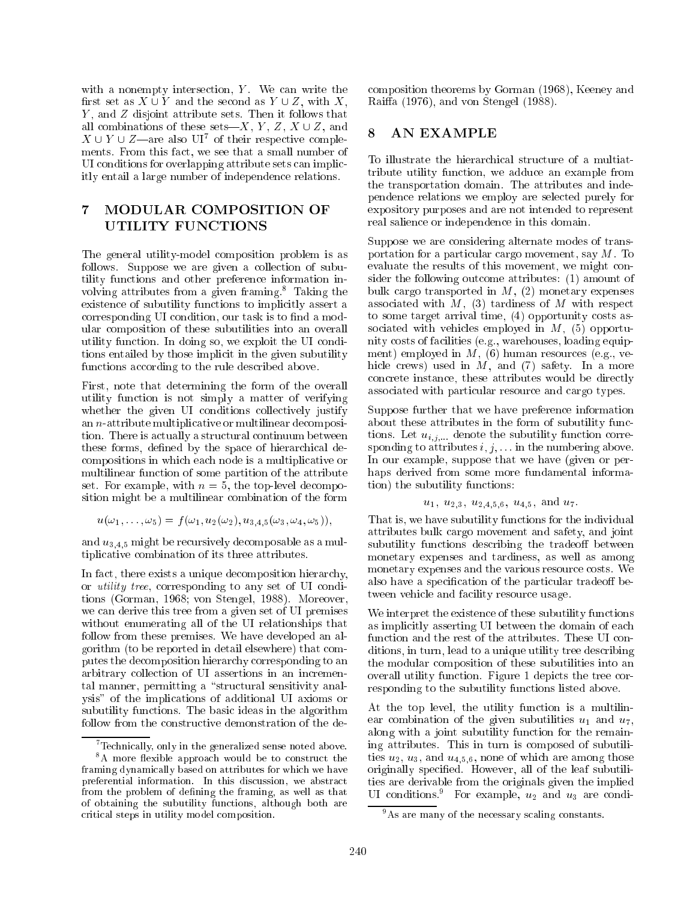with a nonempty intersection, $Y$. We can write the first set as $X \cup Y$ and the second as $Y \cup Z$, with $X$, $Y$, and $Z$ disjoint attribute sets. Then it follows that all combinations of these sets—$X$, $Y$, $Z$, $X \cup Z$, and $X \cup Y \cup Z$—are also UI[7] of their respective complements. From this fact, we see that a small number of UI conditions for overlapping attribute sets can implicitly entail a large number of independence relations.

## 7 MODULAR COMPOSITION OF UTILITY FUNCTIONS

The general utility-model composition problem is as follows. Suppose we are given a collection of subutility functions and other preference information involving attributes from a given framing.[8] Taking the existence of subutility functions to implicitly assert a corresponding UI condition, our task is to find a modular composition of these subutilities into an overall utility function. In doing so, we exploit the UI conditions entailed by those implicit in the given subutility functions according to the rule described above.

First, note that determining the form of the overall utility function is not simply a matter of verifying whether the given UI conditions collectively justify an $n$-attribute multiplicative or multilinear decomposition. There is actually a structural continuum between these forms, defined by the space of hierarchical decompositions in which each node is a multiplicative or multilinear function of some partition of the attribute set. For example, with $n = 5$, the top-level decomposition might be a multilinear combination of the form

$$u(\omega_1, \ldots, \omega_5) = f(\omega_1, u_2(\omega_2), u_{3,4,5}(\omega_3, \omega_4, \omega_5)),$$

and $u_{3,4,5}$ might be recursively decomposable as a multiplicative combination of its three attributes.

In fact, there exists a unique decomposition hierarchy, or *utility tree*, corresponding to any set of UI conditions (Gorman, 1968; von Stengel, 1988). Moreover, we can derive this tree from a given set of UI premises without enumerating all of the UI relationships that follow from these premises. We have developed an algorithm (to be reported in detail elsewhere) that computes the decomposition hierarchy corresponding to an arbitrary collection of UI assertions in an incremental manner, permitting a "structural sensitivity analysis" of the implications of additional UI axioms or subutility functions. The basic ideas in the algorithm follow from the constructive demonstration of the decomposition theorems by Gorman (1968), Keeney and Raiffa (1976), and von Stengel (1988).

## 8 AN EXAMPLE

To illustrate the hierarchical structure of a multiattribute utility function, we adduce an example from the transportation domain. The attributes and independence relations we employ are selected purely for expository purposes and are not intended to represent real salience or independence in this domain.

Suppose we are considering alternate modes of transportation for a particular cargo movement, say $M$. To evaluate the results of this movement, we might consider the following outcome attributes: (1) amount of bulk cargo transported in $M$, (2) monetary expenses associated with $M$, (3) tardiness of $M$ with respect to some target arrival time, (4) opportunity costs associated with vehicles employed in $M$, (5) opportunity costs of facilities (e.g., warehouses, loading equipment) employed in $M$, (6) human resources (e.g., vehicle crews) used in $M$, and (7) safety. In a more concrete instance, these attributes would be directly associated with particular resource and cargo types.

Suppose further that we have preference information about these attributes in the form of subutility functions. Let $u_{i,j,\ldots}$ denote the subutility function corresponding to attributes $i, j, \ldots$ in the numbering above. In our example, suppose that we have (given or perhaps derived from some more fundamental information) the subutility functions:

$$u_1,\ u_{2,3},\ u_{2,4,5,6},\ u_{4,5},\ \text{and}\ u_7.$$

That is, we have subutility functions for the individual attributes bulk cargo movement and safety, and joint subutility functions describing the tradeoff between monetary expenses and tardiness, as well as among monetary expenses and the various resource costs. We also have a specification of the particular tradeoff between vehicle and facility resource usage.

We interpret the existence of these subutility functions as implicitly asserting UI between the domain of each function and the rest of the attributes. These UI conditions, in turn, lead to a unique utility tree describing the modular composition of these subutilities into an overall utility function. Figure 1 depicts the tree corresponding to the subutility functions listed above.

At the top level, the utility function is a multilinear combination of the given subutilities $u_1$ and $u_7$, along with a joint subutility function for the remaining attributes. This in turn is composed of subutilities $u_2$, $u_3$, and $u_{4,5,6}$, none of which are among those originally specified. However, all of the leaf subutilities are derivable from the originals given the implied UI conditions.[9] For example, $u_2$ and $u_3$ are condi-

[7] Technically, only in the generalized sense noted above.

[8] A more flexible approach would be to construct the framing dynamically based on attributes for which we have preferential information. In this discussion, we abstract from the problem of defining the framing, as well as that of obtaining the subutility functions, although both are critical steps in utility model composition.

[9] As are many of the necessary scaling constants.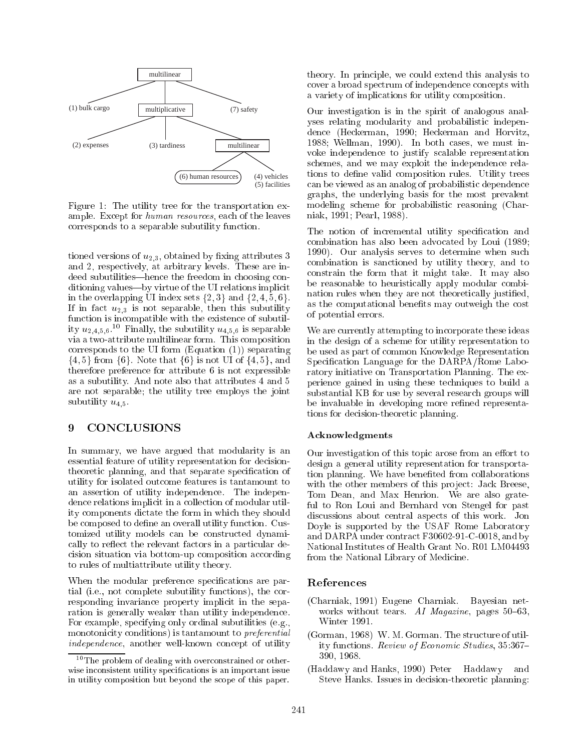multilinear

(1) bulk cargo — multiplicative — (7) safety

(2) expenses — (3) tardiness — multilinear

(6) human resources — (4) vehicles (5) facilities

Figure 1: The utility tree for the transportation example. Except for *human resources*, each of the leaves corresponds to a separable subutility function.

tioned versions of $u_{2,3}$, obtained by fixing attributes 3 and 2, respectively, at arbitrary levels. These are indeed subutilities—hence the freedom in choosing conditioning values—by virtue of the UI relations implicit in the overlapping UI index sets $\{2,3\}$ and $\{2,4,5,6\}$. If in fact $u_{2,3}$ is not separable, then this subutility function is incompatible with the existence of subutility $u_{2,4,5,6}$.[10] Finally, the subutility $u_{4,5,6}$ is separable via a two-attribute multilinear form. This composition corresponds to the UI form (Equation (1)) separating $\{4,5\}$ from $\{6\}$. Note that $\{6\}$ is not UI of $\{4,5\}$, and therefore preference for attribute 6 is not expressible as a subutility. And note also that attributes 4 and 5 are not separable; the utility tree employs the joint subutility $u_{4,5}$.

## 9 CONCLUSIONS

In summary, we have argued that modularity is an essential feature of utility representation for decision-theoretic planning, and that separate specification of utility for isolated outcome features is tantamount to an assertion of utility independence. The independence relations implicit in a collection of modular utility components dictate the form in which they should be composed to define an overall utility function. Customized utility models can be constructed dynamically to reflect the relevant factors in a particular decision situation via bottom-up composition according to rules of multiattribute utility theory.

When the modular preference specifications are partial (i.e., not complete subutility functions), the corresponding invariance property implicit in the separation is generally weaker than utility independence. For example, specifying only ordinal subutilities (e.g., monotonicity conditions) is tantamount to *preferential independence*, another well-known concept of utility theory. In principle, we could extend this analysis to cover a broad spectrum of independence concepts with a variety of implications for utility composition.

Our investigation is in the spirit of analogous analyses relating modularity and probabilistic independence (Heckerman, 1990; Heckerman and Horvitz, 1988; Wellman, 1990). In both cases, we must invoke independence to justify scalable representation schemes, and we may exploit the independence relations to define valid composition rules. Utility trees can be viewed as an analog of probabilistic dependence graphs, the underlying basis for the most prevalent modeling scheme for probabilistic reasoning (Charniak, 1991; Pearl, 1988).

The notion of incremental utility specification and combination has also been advocated by Loui (1989; 1990). Our analysis serves to determine when such combination is sanctioned by utility theory, and to constrain the form that it might take. It may also be reasonable to heuristically apply modular combination rules when they are not theoretically justified, as the computational benefits may outweigh the cost of potential errors.

We are currently attempting to incorporate these ideas in the design of a scheme for utility representation to be used as part of common Knowledge Representation Specification Language for the DARPA/Rome Laboratory initiative on Transportation Planning. The experience gained in using these techniques to build a substantial KB for use by several research groups will be invaluable in developing more refined representations for decision-theoretic planning.

[10] The problem of dealing with overconstrained or otherwise inconsistent utility specifications is an important issue in utility composition but beyond the scope of this paper.

### Acknowledgments

Our investigation of this topic arose from an effort to design a general utility representation for transportation planning. We have benefited from collaborations with the other members of this project: Jack Breese, Tom Dean, and Max Henrion. We are also grateful to Ron Loui and Bernhard von Stengel for past discussions about central aspects of this work. Jon Doyle is supported by the USAF Rome Laboratory and DARPA under contract F30602-91-C-0018, and by National Institutes of Health Grant No. R01 LM04493 from the National Library of Medicine.

## References

(Charniak, 1991) Eugene Charniak. Bayesian networks without tears. *AI Magazine*, pages 50–63, Winter 1991.

(Gorman, 1968) W. M. Gorman. The structure of utility functions. *Review of Economic Studies*, 35:367–390, 1968.

(Haddawy and Hanks, 1990) Peter Haddawy and Steve Hanks. Issues in decision-theoretic planning: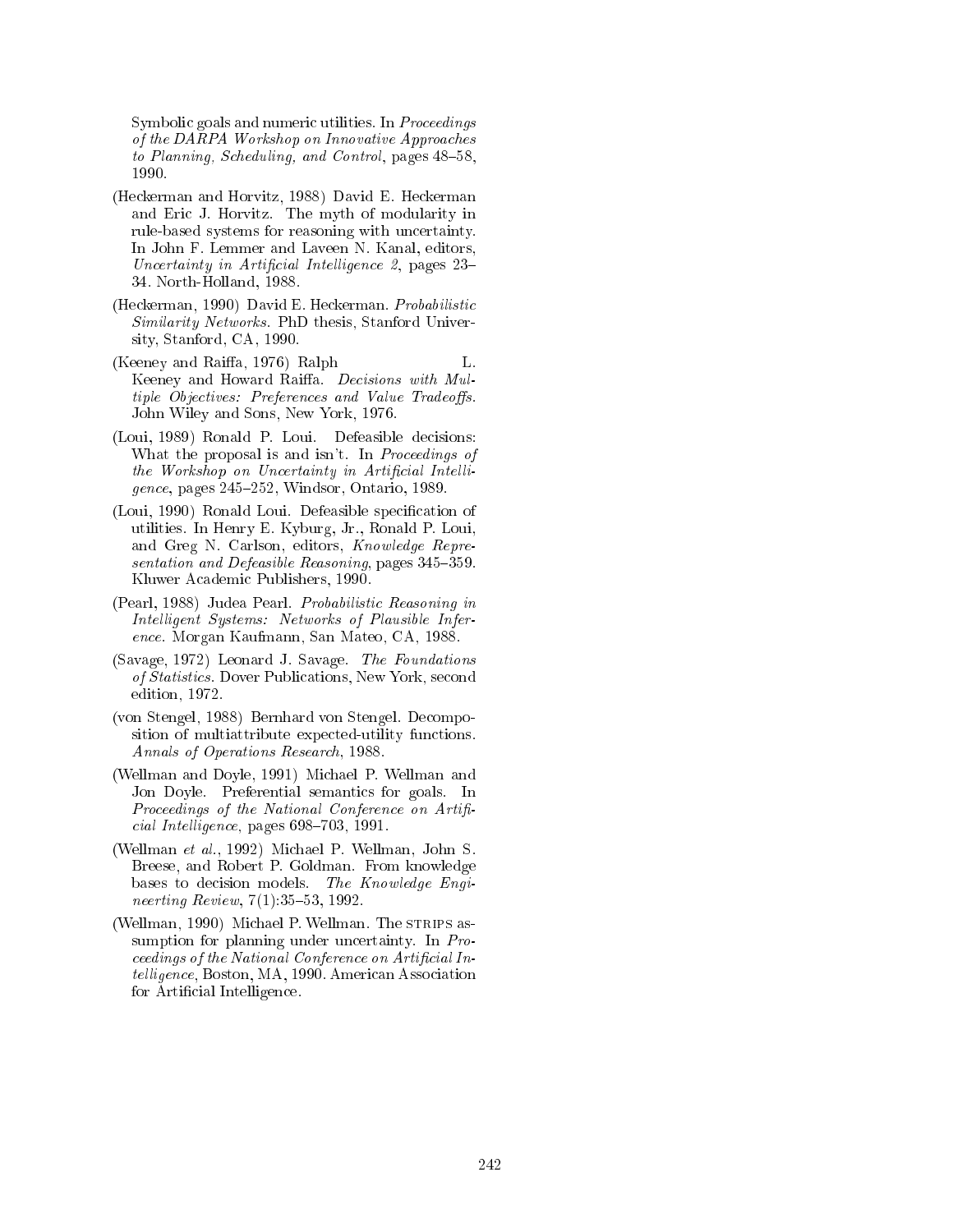Symbolic goals and numeric utilities. In *Proceedings of the DARPA Workshop on Innovative Approaches to Planning, Scheduling, and Control*, pages 48–58, 1990.

(Heckerman and Horvitz, 1988) David E. Heckerman and Eric J. Horvitz. The myth of modularity in rule-based systems for reasoning with uncertainty. In John F. Lemmer and Laveen N. Kanal, editors, *Uncertainty in Artificial Intelligence 2*, pages 23–34. North-Holland, 1988.

(Heckerman, 1990) David E. Heckerman. *Probabilistic Similarity Networks*. PhD thesis, Stanford University, Stanford, CA, 1990.

(Keeney and Raiffa, 1976) Ralph L. Keeney and Howard Raiffa. *Decisions with Multiple Objectives: Preferences and Value Tradeoffs*. John Wiley and Sons, New York, 1976.

(Loui, 1989) Ronald P. Loui. Defeasible decisions: What the proposal is and isn't. In *Proceedings of the Workshop on Uncertainty in Artificial Intelligence*, pages 245–252, Windsor, Ontario, 1989.

(Loui, 1990) Ronald Loui. Defeasible specification of utilities. In Henry E. Kyburg, Jr., Ronald P. Loui, and Greg N. Carlson, editors, *Knowledge Representation and Defeasible Reasoning*, pages 345–359. Kluwer Academic Publishers, 1990.

(Pearl, 1988) Judea Pearl. *Probabilistic Reasoning in Intelligent Systems: Networks of Plausible Inference*. Morgan Kaufmann, San Mateo, CA, 1988.

(Savage, 1972) Leonard J. Savage. *The Foundations of Statistics*. Dover Publications, New York, second edition, 1972.

(von Stengel, 1988) Bernhard von Stengel. Decomposition of multiattribute expected-utility functions. *Annals of Operations Research*, 1988.

(Wellman and Doyle, 1991) Michael P. Wellman and Jon Doyle. Preferential semantics for goals. In *Proceedings of the National Conference on Artificial Intelligence*, pages 698–703, 1991.

(Wellman *et al.*, 1992) Michael P. Wellman, John S. Breese, and Robert P. Goldman. From knowledge bases to decision models. *The Knowledge Engineerting Review*, 7(1):35–53, 1992.

(Wellman, 1990) Michael P. Wellman. The STRIPS assumption for planning under uncertainty. In *Proceedings of the National Conference on Artificial Intelligence*, Boston, MA, 1990. American Association for Artificial Intelligence.